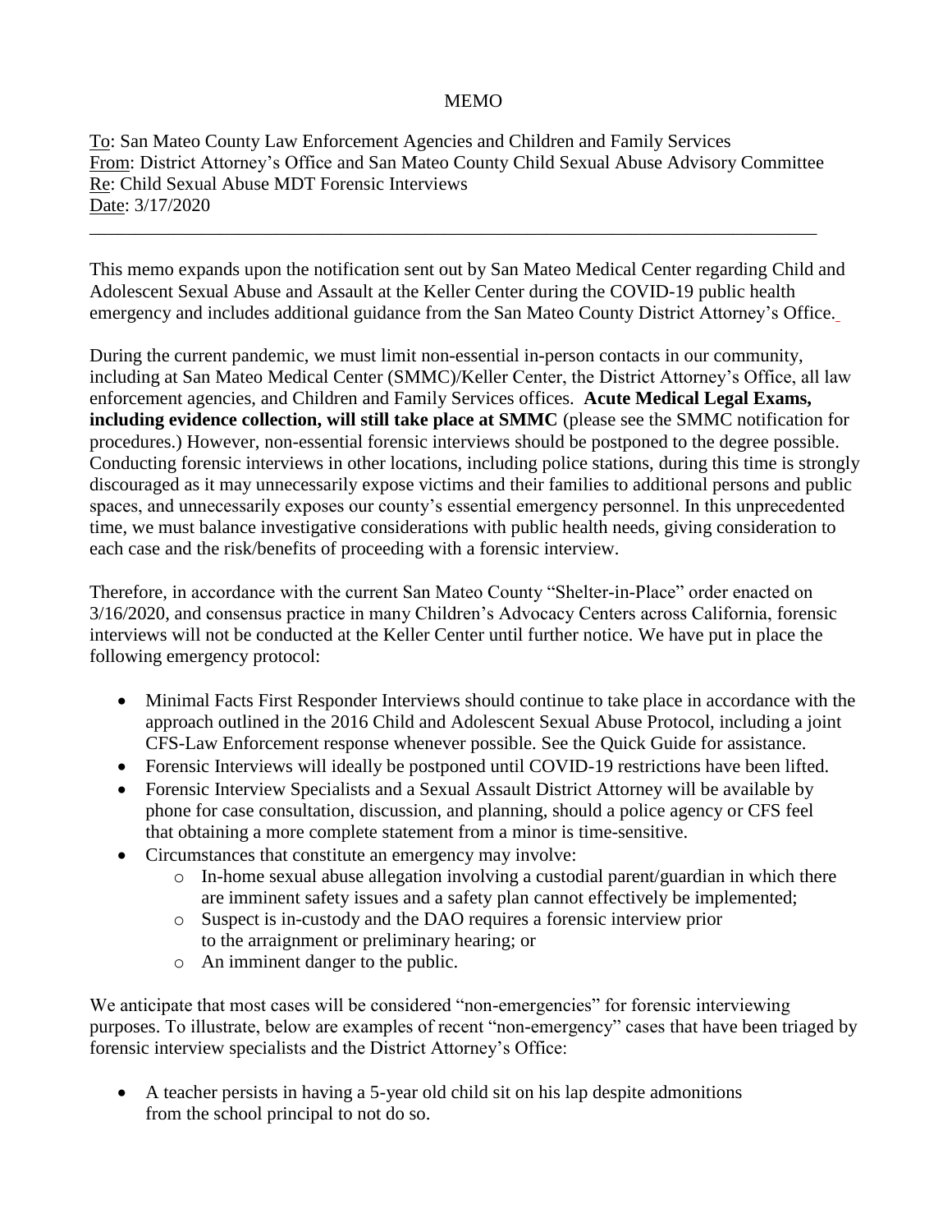MEMO

To: San Mateo County Law Enforcement Agencies and Children and Family Services
From: District Attorney's Office and San Mateo County Child Sexual Abuse Advisory Committee
Re: Child Sexual Abuse MDT Forensic Interviews
Date: 3/17/2020

---

This memo expands upon the notification sent out by San Mateo Medical Center regarding Child and Adolescent Sexual Abuse and Assault at the Keller Center during the COVID-19 public health emergency and includes additional guidance from the San Mateo County District Attorney's Office.

During the current pandemic, we must limit non-essential in-person contacts in our community, including at San Mateo Medical Center (SMMC)/Keller Center, the District Attorney's Office, all law enforcement agencies, and Children and Family Services offices. **Acute Medical Legal Exams, including evidence collection, will still take place at SMMC** (please see the SMMC notification for procedures.) However, non-essential forensic interviews should be postponed to the degree possible. Conducting forensic interviews in other locations, including police stations, during this time is strongly discouraged as it may unnecessarily expose victims and their families to additional persons and public spaces, and unnecessarily exposes our county's essential emergency personnel. In this unprecedented time, we must balance investigative considerations with public health needs, giving consideration to each case and the risk/benefits of proceeding with a forensic interview.

Therefore, in accordance with the current San Mateo County "Shelter-in-Place" order enacted on 3/16/2020, and consensus practice in many Children's Advocacy Centers across California, forensic interviews will not be conducted at the Keller Center until further notice. We have put in place the following emergency protocol:

- Minimal Facts First Responder Interviews should continue to take place in accordance with the approach outlined in the 2016 Child and Adolescent Sexual Abuse Protocol, including a joint CFS-Law Enforcement response whenever possible. See the Quick Guide for assistance.
- Forensic Interviews will ideally be postponed until COVID-19 restrictions have been lifted.
- Forensic Interview Specialists and a Sexual Assault District Attorney will be available by phone for case consultation, discussion, and planning, should a police agency or CFS feel that obtaining a more complete statement from a minor is time-sensitive.
- Circumstances that constitute an emergency may involve:
  - In-home sexual abuse allegation involving a custodial parent/guardian in which there are imminent safety issues and a safety plan cannot effectively be implemented;
  - Suspect is in-custody and the DAO requires a forensic interview prior to the arraignment or preliminary hearing; or
  - An imminent danger to the public.

We anticipate that most cases will be considered "non-emergencies" for forensic interviewing purposes. To illustrate, below are examples of recent "non-emergency" cases that have been triaged by forensic interview specialists and the District Attorney's Office:

- A teacher persists in having a 5-year old child sit on his lap despite admonitions from the school principal to not do so.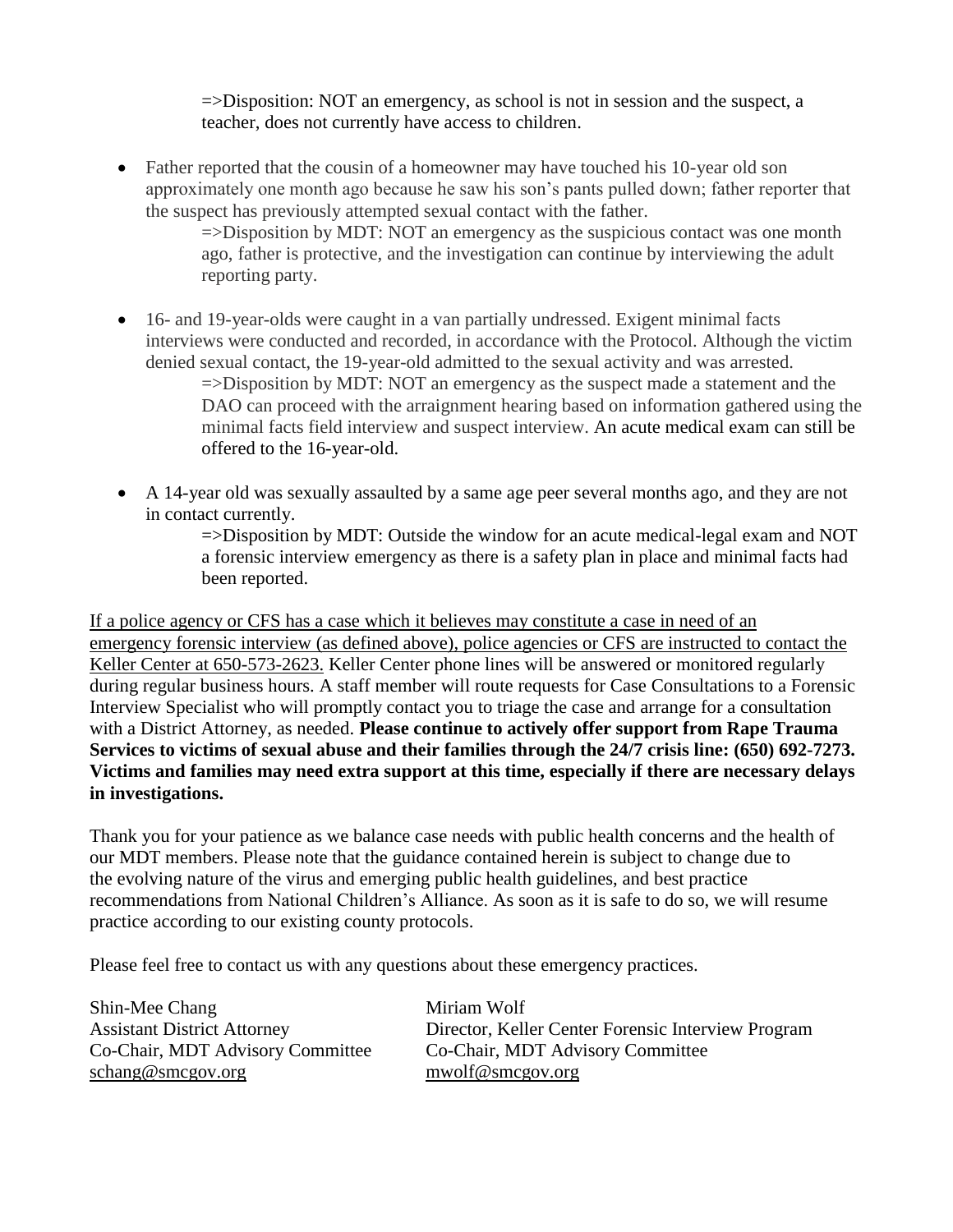=>Disposition: NOT an emergency, as school is not in session and the suspect, a teacher, does not currently have access to children.

- Father reported that the cousin of a homeowner may have touched his 10-year old son approximately one month ago because he saw his son's pants pulled down; father reporter that the suspect has previously attempted sexual contact with the father.

  =>Disposition by MDT: NOT an emergency as the suspicious contact was one month ago, father is protective, and the investigation can continue by interviewing the adult reporting party.

- 16- and 19-year-olds were caught in a van partially undressed. Exigent minimal facts interviews were conducted and recorded, in accordance with the Protocol. Although the victim denied sexual contact, the 19-year-old admitted to the sexual activity and was arrested.

  =>Disposition by MDT: NOT an emergency as the suspect made a statement and the DAO can proceed with the arraignment hearing based on information gathered using the minimal facts field interview and suspect interview. An acute medical exam can still be offered to the 16-year-old.

- A 14-year old was sexually assaulted by a same age peer several months ago, and they are not in contact currently.

  =>Disposition by MDT: Outside the window for an acute medical-legal exam and NOT a forensic interview emergency as there is a safety plan in place and minimal facts had been reported.

<u>If a police agency or CFS has a case which it believes may constitute a case in need of an emergency forensic interview (as defined above), police agencies or CFS are instructed to contact the Keller Center at 650-573-2623.</u> Keller Center phone lines will be answered or monitored regularly during regular business hours. A staff member will route requests for Case Consultations to a Forensic Interview Specialist who will promptly contact you to triage the case and arrange for a consultation with a District Attorney, as needed. **Please continue to actively offer support from Rape Trauma Services to victims of sexual abuse and their families through the 24/7 crisis line: (650) 692-7273. Victims and families may need extra support at this time, especially if there are necessary delays in investigations.**

Thank you for your patience as we balance case needs with public health concerns and the health of our MDT members. Please note that the guidance contained herein is subject to change due to the evolving nature of the virus and emerging public health guidelines, and best practice recommendations from National Children's Alliance. As soon as it is safe to do so, we will resume practice according to our existing county protocols.

Please feel free to contact us with any questions about these emergency practices.

Shin-Mee Chang
Assistant District Attorney
Co-Chair, MDT Advisory Committee
schang@smcgov.org

Miriam Wolf
Director, Keller Center Forensic Interview Program
Co-Chair, MDT Advisory Committee
mwolf@smcgov.org